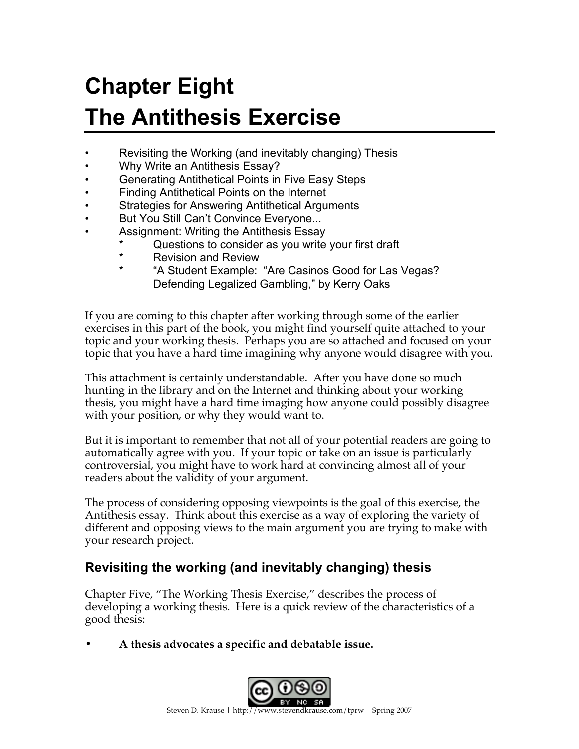# Chapter Eight
# The Antithesis Exercise

- Revisiting the Working (and inevitably changing) Thesis
- Why Write an Antithesis Essay?
- Generating Antithetical Points in Five Easy Steps
- Finding Antithetical Points on the Internet
- Strategies for Answering Antithetical Arguments
- But You Still Can't Convince Everyone...
- Assignment: Writing the Antithesis Essay
    * Questions to consider as you write your first draft
    * Revision and Review
    * "A Student Example: "Are Casinos Good for Las Vegas? Defending Legalized Gambling," by Kerry Oaks

If you are coming to this chapter after working through some of the earlier exercises in this part of the book, you might find yourself quite attached to your topic and your working thesis. Perhaps you are so attached and focused on your topic that you have a hard time imagining why anyone would disagree with you.

This attachment is certainly understandable. After you have done so much hunting in the library and on the Internet and thinking about your working thesis, you might have a hard time imaging how anyone could possibly disagree with your position, or why they would want to.

But it is important to remember that not all of your potential readers are going to automatically agree with you. If your topic or take on an issue is particularly controversial, you might have to work hard at convincing almost all of your readers about the validity of your argument.

The process of considering opposing viewpoints is the goal of this exercise, the Antithesis essay. Think about this exercise as a way of exploring the variety of different and opposing views to the main argument you are trying to make with your research project.

## Revisiting the working (and inevitably changing) thesis

Chapter Five, "The Working Thesis Exercise," describes the process of developing a working thesis. Here is a quick review of the characteristics of a good thesis:

- **A thesis advocates a specific and debatable issue.**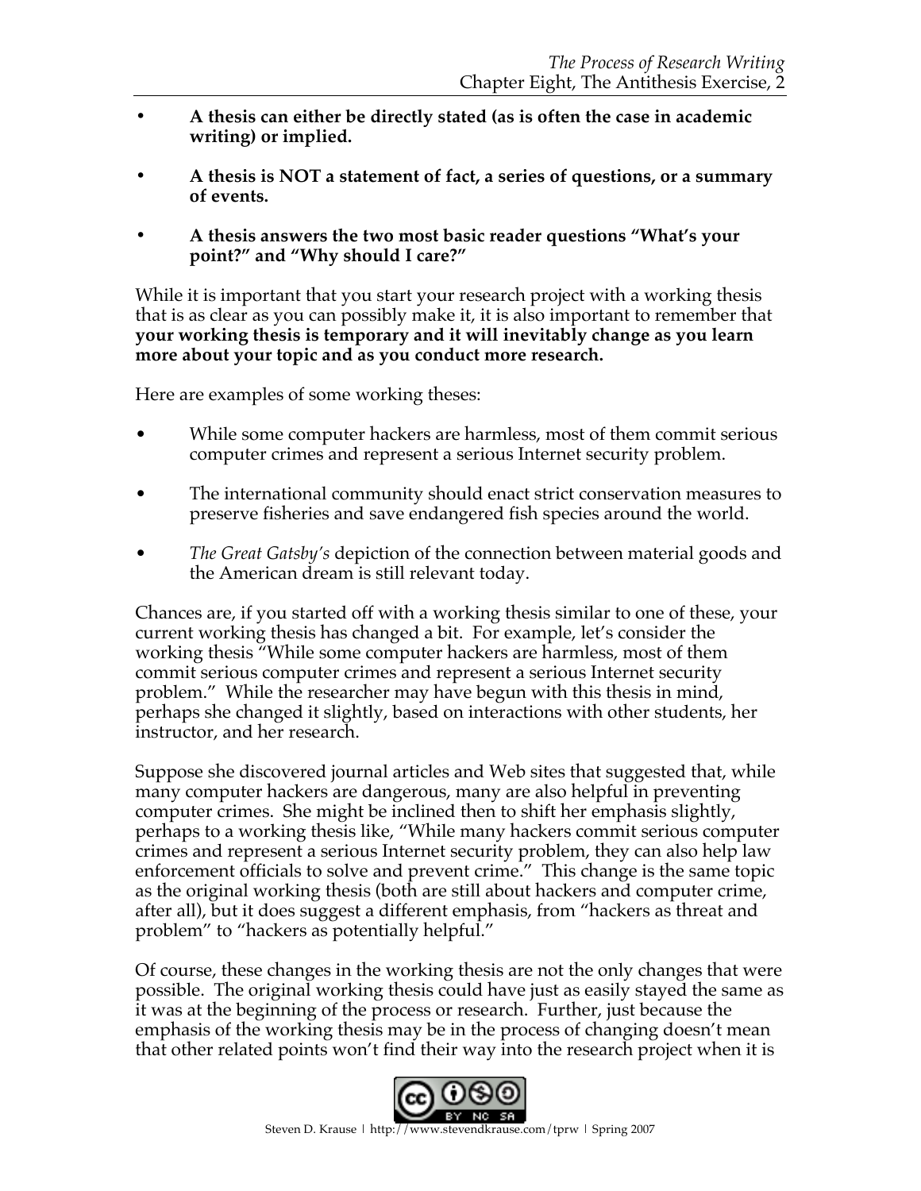- **A thesis can either be directly stated (as is often the case in academic writing) or implied.**

- **A thesis is NOT a statement of fact, a series of questions, or a summary of events.**

- **A thesis answers the two most basic reader questions "What's your point?" and "Why should I care?"**

While it is important that you start your research project with a working thesis that is as clear as you can possibly make it, it is also important to remember that **your working thesis is temporary and it will inevitably change as you learn more about your topic and as you conduct more research.**

Here are examples of some working theses:

- While some computer hackers are harmless, most of them commit serious computer crimes and represent a serious Internet security problem.

- The international community should enact strict conservation measures to preserve fisheries and save endangered fish species around the world.

- *The Great Gatsby's* depiction of the connection between material goods and the American dream is still relevant today.

Chances are, if you started off with a working thesis similar to one of these, your current working thesis has changed a bit. For example, let's consider the working thesis "While some computer hackers are harmless, most of them commit serious computer crimes and represent a serious Internet security problem." While the researcher may have begun with this thesis in mind, perhaps she changed it slightly, based on interactions with other students, her instructor, and her research.

Suppose she discovered journal articles and Web sites that suggested that, while many computer hackers are dangerous, many are also helpful in preventing computer crimes. She might be inclined then to shift her emphasis slightly, perhaps to a working thesis like, "While many hackers commit serious computer crimes and represent a serious Internet security problem, they can also help law enforcement officials to solve and prevent crime." This change is the same topic as the original working thesis (both are still about hackers and computer crime, after all), but it does suggest a different emphasis, from "hackers as threat and problem" to "hackers as potentially helpful."

Of course, these changes in the working thesis are not the only changes that were possible. The original working thesis could have just as easily stayed the same as it was at the beginning of the process or research. Further, just because the emphasis of the working thesis may be in the process of changing doesn't mean that other related points won't find their way into the research project when it is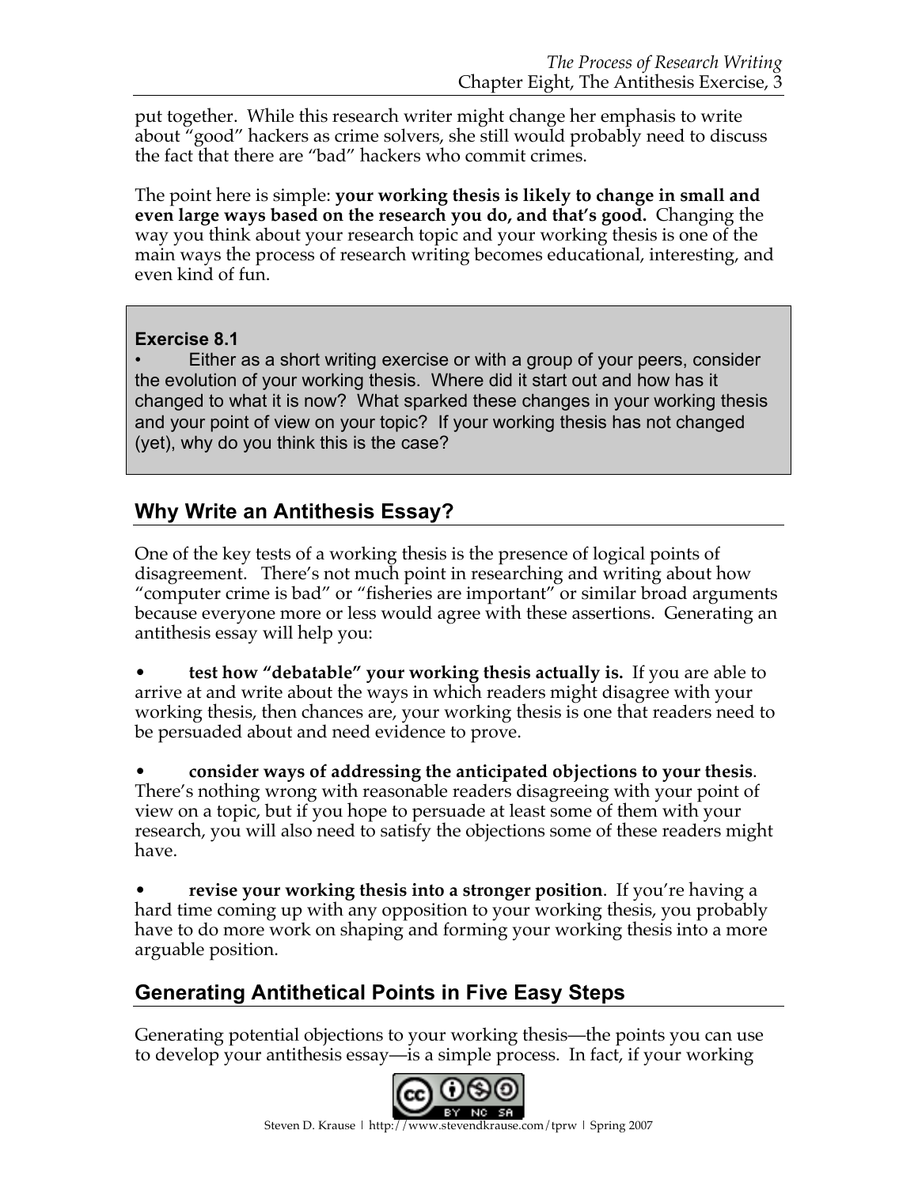put together. While this research writer might change her emphasis to write about "good" hackers as crime solvers, she still would probably need to discuss the fact that there are "bad" hackers who commit crimes.

The point here is simple: **your working thesis is likely to change in small and even large ways based on the research you do, and that's good.** Changing the way you think about your research topic and your working thesis is one of the main ways the process of research writing becomes educational, interesting, and even kind of fun.

> **Exercise 8.1**
>
> • Either as a short writing exercise or with a group of your peers, consider the evolution of your working thesis. Where did it start out and how has it changed to what it is now? What sparked these changes in your working thesis and your point of view on your topic? If your working thesis has not changed (yet), why do you think this is the case?

## Why Write an Antithesis Essay?

One of the key tests of a working thesis is the presence of logical points of disagreement. There's not much point in researching and writing about how "computer crime is bad" or "fisheries are important" or similar broad arguments because everyone more or less would agree with these assertions. Generating an antithesis essay will help you:

- **test how "debatable" your working thesis actually is.** If you are able to arrive at and write about the ways in which readers might disagree with your working thesis, then chances are, your working thesis is one that readers need to be persuaded about and need evidence to prove.

- **consider ways of addressing the anticipated objections to your thesis**. There's nothing wrong with reasonable readers disagreeing with your point of view on a topic, but if you hope to persuade at least some of them with your research, you will also need to satisfy the objections some of these readers might have.

- **revise your working thesis into a stronger position**. If you're having a hard time coming up with any opposition to your working thesis, you probably have to do more work on shaping and forming your working thesis into a more arguable position.

## Generating Antithetical Points in Five Easy Steps

Generating potential objections to your working thesis—the points you can use to develop your antithesis essay—is a simple process. In fact, if your working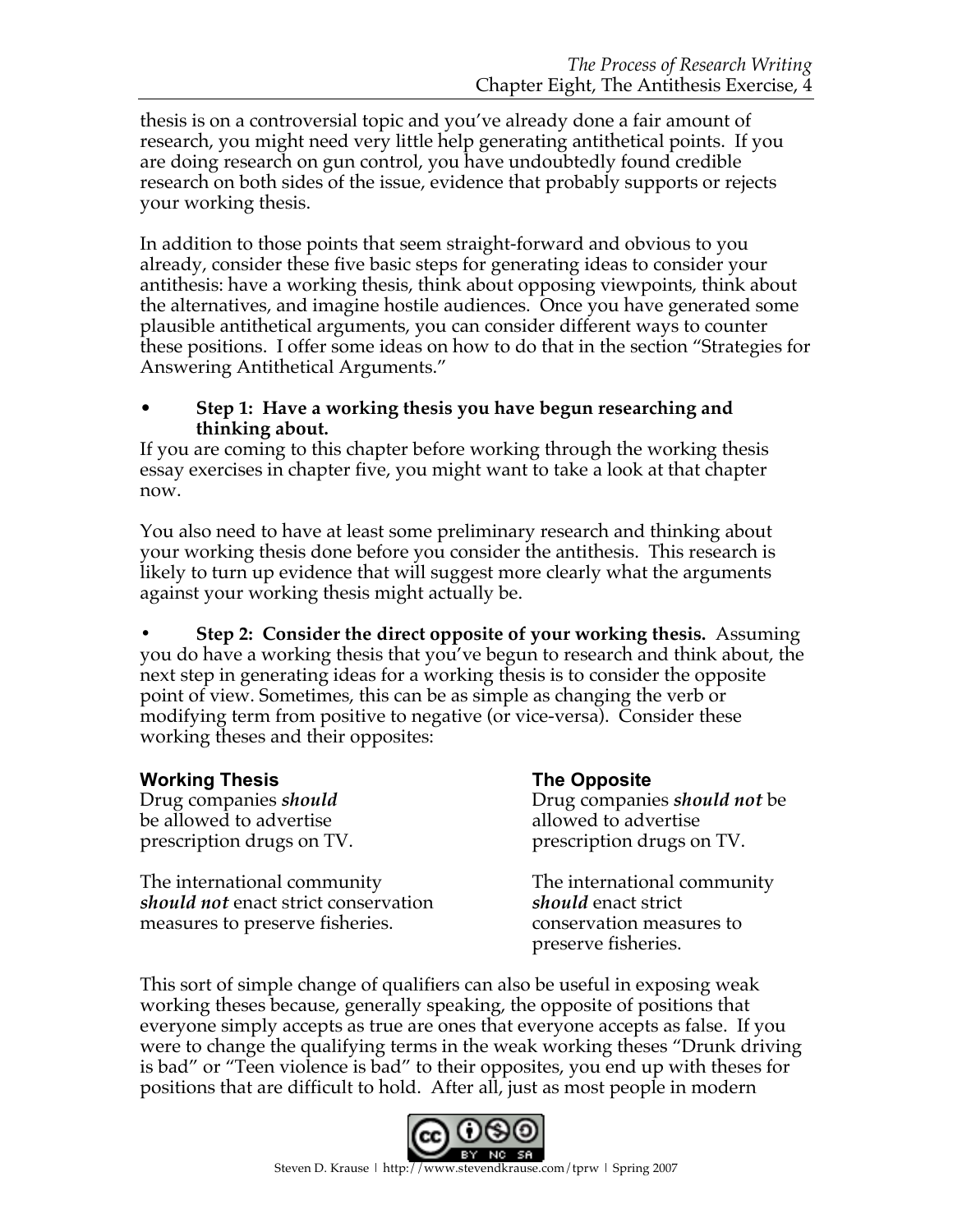thesis is on a controversial topic and you've already done a fair amount of research, you might need very little help generating antithetical points. If you are doing research on gun control, you have undoubtedly found credible research on both sides of the issue, evidence that probably supports or rejects your working thesis.

In addition to those points that seem straight-forward and obvious to you already, consider these five basic steps for generating ideas to consider your antithesis: have a working thesis, think about opposing viewpoints, think about the alternatives, and imagine hostile audiences. Once you have generated some plausible antithetical arguments, you can consider different ways to counter these positions. I offer some ideas on how to do that in the section "Strategies for Answering Antithetical Arguments."

- **Step 1: Have a working thesis you have begun researching and thinking about.**

If you are coming to this chapter before working through the working thesis essay exercises in chapter five, you might want to take a look at that chapter now.

You also need to have at least some preliminary research and thinking about your working thesis done before you consider the antithesis. This research is likely to turn up evidence that will suggest more clearly what the arguments against your working thesis might actually be.

- **Step 2: Consider the direct opposite of your working thesis.** Assuming you do have a working thesis that you've begun to research and think about, the next step in generating ideas for a working thesis is to consider the opposite point of view. Sometimes, this can be as simple as changing the verb or modifying term from positive to negative (or vice-versa). Consider these working theses and their opposites:

| **Working Thesis** | **The Opposite** |
|---|---|
| Drug companies ***should*** be allowed to advertise prescription drugs on TV. | Drug companies ***should not*** be allowed to advertise prescription drugs on TV. |
| The international community ***should not*** enact strict conservation measures to preserve fisheries. | The international community ***should*** enact strict conservation measures to preserve fisheries. |

This sort of simple change of qualifiers can also be useful in exposing weak working theses because, generally speaking, the opposite of positions that everyone simply accepts as true are ones that everyone accepts as false. If you were to change the qualifying terms in the weak working theses "Drunk driving is bad" or "Teen violence is bad" to their opposites, you end up with theses for positions that are difficult to hold. After all, just as most people in modern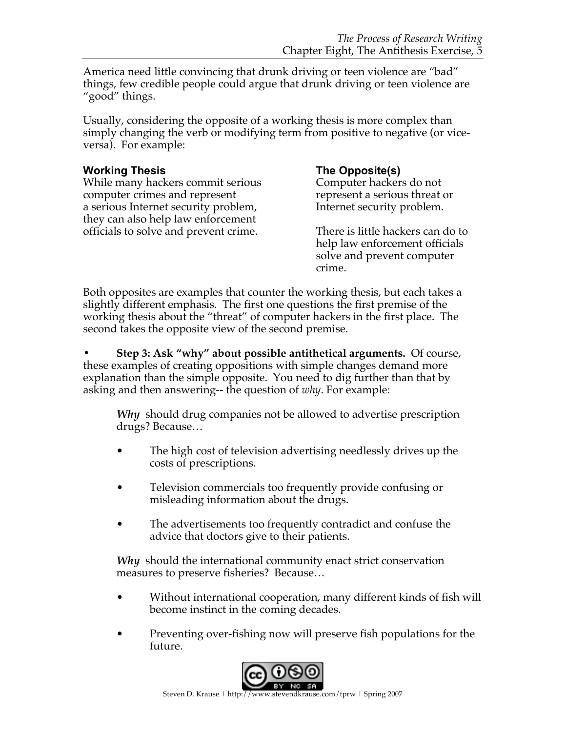America need little convincing that drunk driving or teen violence are "bad" things, few credible people could argue that drunk driving or teen violence are "good" things.

Usually, considering the opposite of a working thesis is more complex than simply changing the verb or modifying term from positive to negative (or vice-versa). For example:

| **Working Thesis** | **The Opposite(s)** |
|---|---|
| While many hackers commit serious computer crimes and represent a serious Internet security problem, they can also help law enforcement officials to solve and prevent crime. | Computer hackers do not represent a serious threat or Internet security problem. <br><br> There is little hackers can do to help law enforcement officials solve and prevent computer crime. |

Both opposites are examples that counter the working thesis, but each takes a slightly different emphasis. The first one questions the first premise of the working thesis about the "threat" of computer hackers in the first place. The second takes the opposite view of the second premise.

- **Step 3: Ask "why" about possible antithetical arguments.** Of course, these examples of creating oppositions with simple changes demand more explanation than the simple opposite. You need to dig further than that by asking and then answering-- the question of *why*. For example:

  ***Why*** should drug companies not be allowed to advertise prescription drugs? Because…

  - The high cost of television advertising needlessly drives up the costs of prescriptions.
  - Television commercials too frequently provide confusing or misleading information about the drugs.
  - The advertisements too frequently contradict and confuse the advice that doctors give to their patients.

  ***Why*** should the international community enact strict conservation measures to preserve fisheries? Because…

  - Without international cooperation, many different kinds of fish will become instinct in the coming decades.
  - Preventing over-fishing now will preserve fish populations for the future.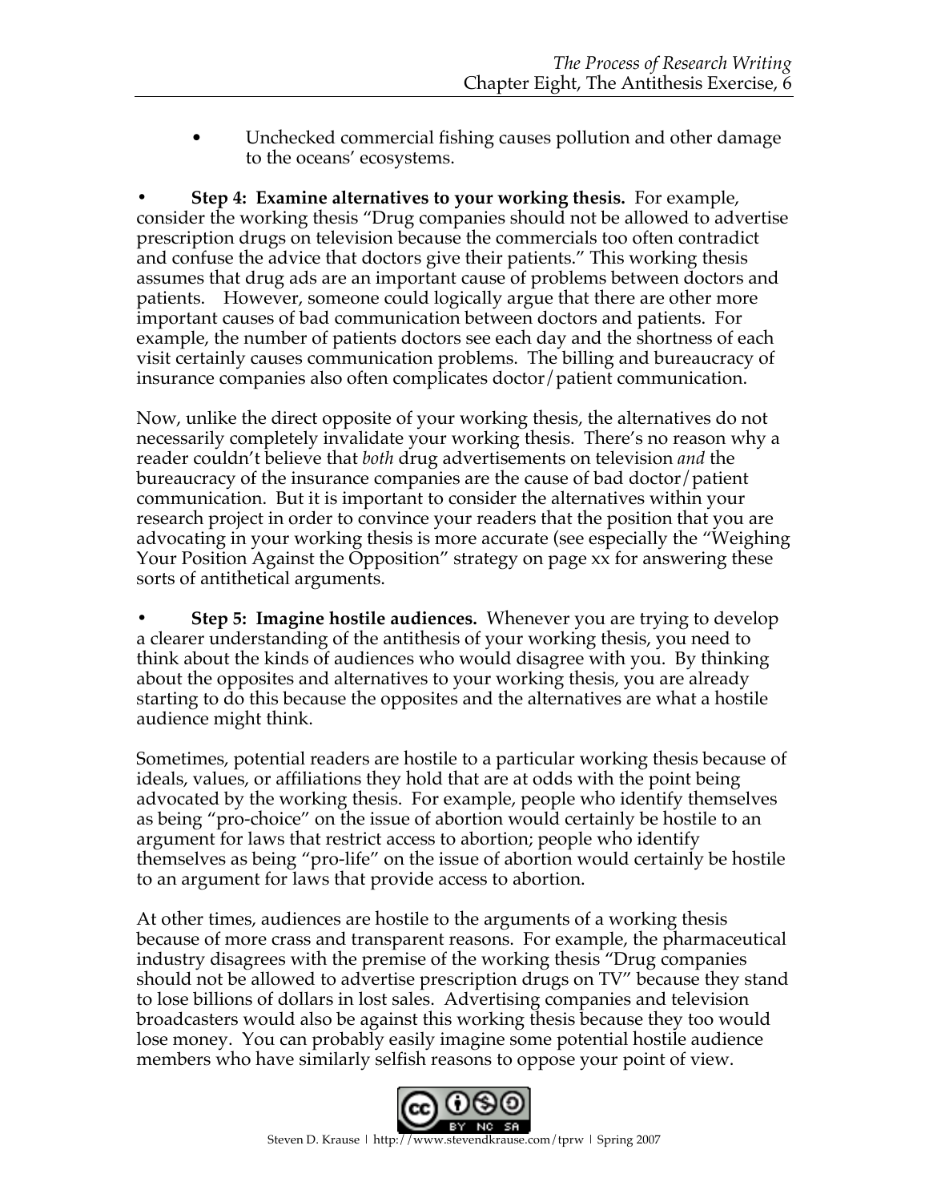- Unchecked commercial fishing causes pollution and other damage to the oceans' ecosystems.

- **Step 4: Examine alternatives to your working thesis.** For example, consider the working thesis "Drug companies should not be allowed to advertise prescription drugs on television because the commercials too often contradict and confuse the advice that doctors give their patients." This working thesis assumes that drug ads are an important cause of problems between doctors and patients. However, someone could logically argue that there are other more important causes of bad communication between doctors and patients. For example, the number of patients doctors see each day and the shortness of each visit certainly causes communication problems. The billing and bureaucracy of insurance companies also often complicates doctor/patient communication.

Now, unlike the direct opposite of your working thesis, the alternatives do not necessarily completely invalidate your working thesis. There's no reason why a reader couldn't believe that *both* drug advertisements on television *and* the bureaucracy of the insurance companies are the cause of bad doctor/patient communication. But it is important to consider the alternatives within your research project in order to convince your readers that the position that you are advocating in your working thesis is more accurate (see especially the "Weighing Your Position Against the Opposition" strategy on page xx for answering these sorts of antithetical arguments.

- **Step 5: Imagine hostile audiences.** Whenever you are trying to develop a clearer understanding of the antithesis of your working thesis, you need to think about the kinds of audiences who would disagree with you. By thinking about the opposites and alternatives to your working thesis, you are already starting to do this because the opposites and the alternatives are what a hostile audience might think.

Sometimes, potential readers are hostile to a particular working thesis because of ideals, values, or affiliations they hold that are at odds with the point being advocated by the working thesis. For example, people who identify themselves as being "pro-choice" on the issue of abortion would certainly be hostile to an argument for laws that restrict access to abortion; people who identify themselves as being "pro-life" on the issue of abortion would certainly be hostile to an argument for laws that provide access to abortion.

At other times, audiences are hostile to the arguments of a working thesis because of more crass and transparent reasons. For example, the pharmaceutical industry disagrees with the premise of the working thesis "Drug companies should not be allowed to advertise prescription drugs on TV" because they stand to lose billions of dollars in lost sales. Advertising companies and television broadcasters would also be against this working thesis because they too would lose money. You can probably easily imagine some potential hostile audience members who have similarly selfish reasons to oppose your point of view.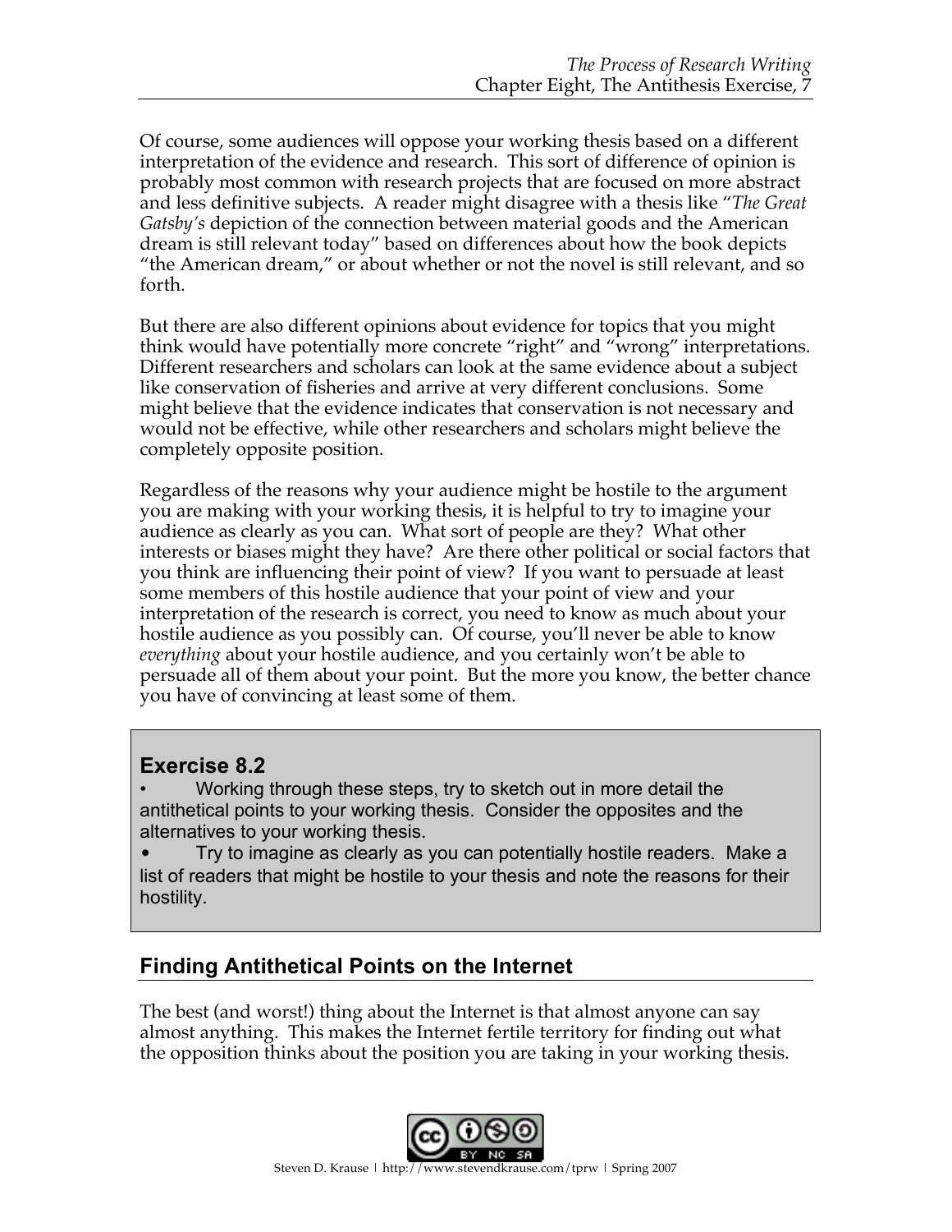Of course, some audiences will oppose your working thesis based on a different interpretation of the evidence and research. This sort of difference of opinion is probably most common with research projects that are focused on more abstract and less definitive subjects. A reader might disagree with a thesis like "*The Great Gatsby's* depiction of the connection between material goods and the American dream is still relevant today" based on differences about how the book depicts "the American dream," or about whether or not the novel is still relevant, and so forth.

But there are also different opinions about evidence for topics that you might think would have potentially more concrete "right" and "wrong" interpretations. Different researchers and scholars can look at the same evidence about a subject like conservation of fisheries and arrive at very different conclusions. Some might believe that the evidence indicates that conservation is not necessary and would not be effective, while other researchers and scholars might believe the completely opposite position.

Regardless of the reasons why your audience might be hostile to the argument you are making with your working thesis, it is helpful to try to imagine your audience as clearly as you can. What sort of people are they? What other interests or biases might they have? Are there other political or social factors that you think are influencing their point of view? If you want to persuade at least some members of this hostile audience that your point of view and your interpretation of the research is correct, you need to know as much about your hostile audience as you possibly can. Of course, you'll never be able to know *everything* about your hostile audience, and you certainly won't be able to persuade all of them about your point. But the more you know, the better chance you have of convincing at least some of them.

> **Exercise 8.2**
>
> - Working through these steps, try to sketch out in more detail the antithetical points to your working thesis. Consider the opposites and the alternatives to your working thesis.
> - Try to imagine as clearly as you can potentially hostile readers. Make a list of readers that might be hostile to your thesis and note the reasons for their hostility.

## Finding Antithetical Points on the Internet

The best (and worst!) thing about the Internet is that almost anyone can say almost anything. This makes the Internet fertile territory for finding out what the opposition thinks about the position you are taking in your working thesis.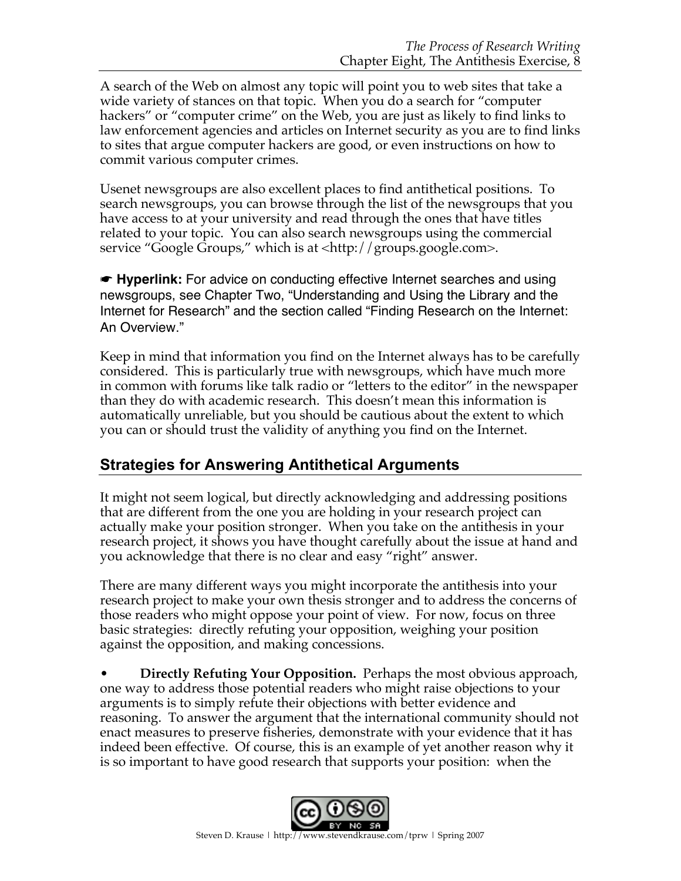A search of the Web on almost any topic will point you to web sites that take a wide variety of stances on that topic. When you do a search for "computer hackers" or "computer crime" on the Web, you are just as likely to find links to law enforcement agencies and articles on Internet security as you are to find links to sites that argue computer hackers are good, or even instructions on how to commit various computer crimes.

Usenet newsgroups are also excellent places to find antithetical positions. To search newsgroups, you can browse through the list of the newsgroups that you have access to at your university and read through the ones that have titles related to your topic. You can also search newsgroups using the commercial service "Google Groups," which is at <http://groups.google.com>.

☛ **Hyperlink:** For advice on conducting effective Internet searches and using newsgroups, see Chapter Two, "Understanding and Using the Library and the Internet for Research" and the section called "Finding Research on the Internet: An Overview."

Keep in mind that information you find on the Internet always has to be carefully considered. This is particularly true with newsgroups, which have much more in common with forums like talk radio or "letters to the editor" in the newspaper than they do with academic research. This doesn't mean this information is automatically unreliable, but you should be cautious about the extent to which you can or should trust the validity of anything you find on the Internet.

## Strategies for Answering Antithetical Arguments

It might not seem logical, but directly acknowledging and addressing positions that are different from the one you are holding in your research project can actually make your position stronger. When you take on the antithesis in your research project, it shows you have thought carefully about the issue at hand and you acknowledge that there is no clear and easy "right" answer.

There are many different ways you might incorporate the antithesis into your research project to make your own thesis stronger and to address the concerns of those readers who might oppose your point of view. For now, focus on three basic strategies: directly refuting your opposition, weighing your position against the opposition, and making concessions.

- **Directly Refuting Your Opposition.** Perhaps the most obvious approach, one way to address those potential readers who might raise objections to your arguments is to simply refute their objections with better evidence and reasoning. To answer the argument that the international community should not enact measures to preserve fisheries, demonstrate with your evidence that it has indeed been effective. Of course, this is an example of yet another reason why it is so important to have good research that supports your position: when the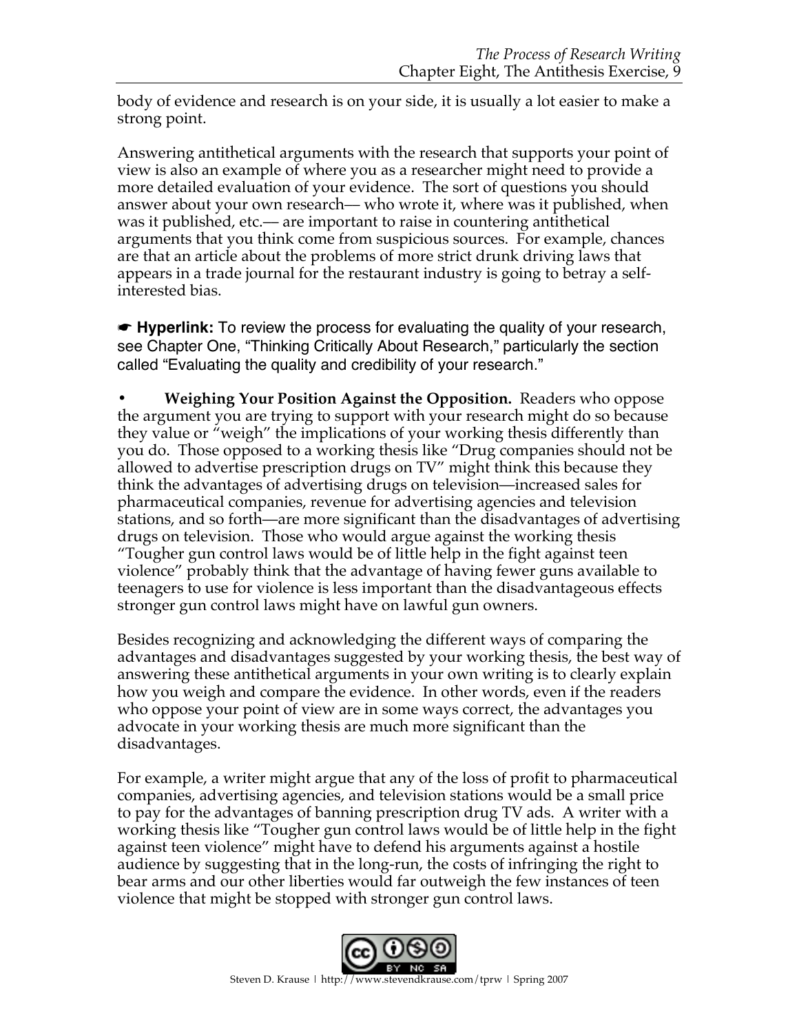body of evidence and research is on your side, it is usually a lot easier to make a strong point.

Answering antithetical arguments with the research that supports your point of view is also an example of where you as a researcher might need to provide a more detailed evaluation of your evidence. The sort of questions you should answer about your own research— who wrote it, where was it published, when was it published, etc.— are important to raise in countering antithetical arguments that you think come from suspicious sources. For example, chances are that an article about the problems of more strict drunk driving laws that appears in a trade journal for the restaurant industry is going to betray a self-interested bias.

☛ **Hyperlink:** To review the process for evaluating the quality of your research, see Chapter One, "Thinking Critically About Research," particularly the section called "Evaluating the quality and credibility of your research."

- **Weighing Your Position Against the Opposition.** Readers who oppose the argument you are trying to support with your research might do so because they value or "weigh" the implications of your working thesis differently than you do. Those opposed to a working thesis like "Drug companies should not be allowed to advertise prescription drugs on TV" might think this because they think the advantages of advertising drugs on television—increased sales for pharmaceutical companies, revenue for advertising agencies and television stations, and so forth—are more significant than the disadvantages of advertising drugs on television. Those who would argue against the working thesis "Tougher gun control laws would be of little help in the fight against teen violence" probably think that the advantage of having fewer guns available to teenagers to use for violence is less important than the disadvantageous effects stronger gun control laws might have on lawful gun owners.

Besides recognizing and acknowledging the different ways of comparing the advantages and disadvantages suggested by your working thesis, the best way of answering these antithetical arguments in your own writing is to clearly explain how you weigh and compare the evidence. In other words, even if the readers who oppose your point of view are in some ways correct, the advantages you advocate in your working thesis are much more significant than the disadvantages.

For example, a writer might argue that any of the loss of profit to pharmaceutical companies, advertising agencies, and television stations would be a small price to pay for the advantages of banning prescription drug TV ads. A writer with a working thesis like "Tougher gun control laws would be of little help in the fight against teen violence" might have to defend his arguments against a hostile audience by suggesting that in the long-run, the costs of infringing the right to bear arms and our other liberties would far outweigh the few instances of teen violence that might be stopped with stronger gun control laws.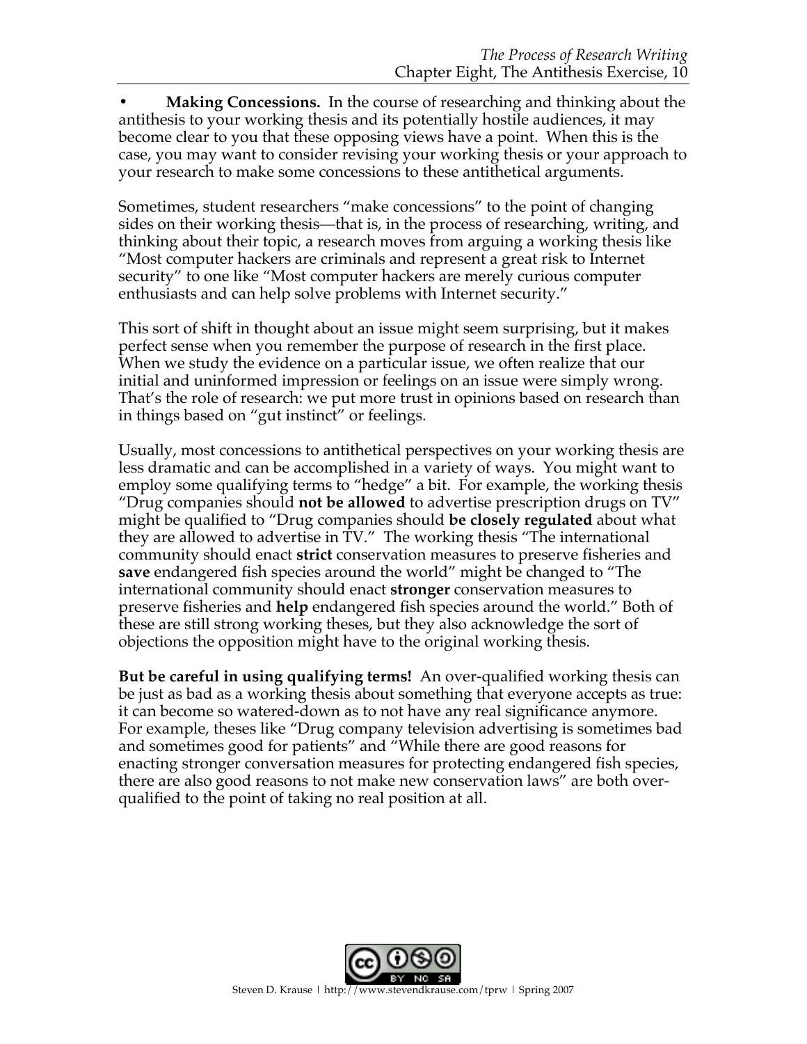- **Making Concessions.** In the course of researching and thinking about the antithesis to your working thesis and its potentially hostile audiences, it may become clear to you that these opposing views have a point. When this is the case, you may want to consider revising your working thesis or your approach to your research to make some concessions to these antithetical arguments.

Sometimes, student researchers "make concessions" to the point of changing sides on their working thesis—that is, in the process of researching, writing, and thinking about their topic, a research moves from arguing a working thesis like "Most computer hackers are criminals and represent a great risk to Internet security" to one like "Most computer hackers are merely curious computer enthusiasts and can help solve problems with Internet security."

This sort of shift in thought about an issue might seem surprising, but it makes perfect sense when you remember the purpose of research in the first place. When we study the evidence on a particular issue, we often realize that our initial and uninformed impression or feelings on an issue were simply wrong. That's the role of research: we put more trust in opinions based on research than in things based on "gut instinct" or feelings.

Usually, most concessions to antithetical perspectives on your working thesis are less dramatic and can be accomplished in a variety of ways. You might want to employ some qualifying terms to "hedge" a bit. For example, the working thesis "Drug companies should **not be allowed** to advertise prescription drugs on TV" might be qualified to "Drug companies should **be closely regulated** about what they are allowed to advertise in TV." The working thesis "The international community should enact **strict** conservation measures to preserve fisheries and **save** endangered fish species around the world" might be changed to "The international community should enact **stronger** conservation measures to preserve fisheries and **help** endangered fish species around the world." Both of these are still strong working theses, but they also acknowledge the sort of objections the opposition might have to the original working thesis.

**But be careful in using qualifying terms!** An over-qualified working thesis can be just as bad as a working thesis about something that everyone accepts as true: it can become so watered-down as to not have any real significance anymore. For example, theses like "Drug company television advertising is sometimes bad and sometimes good for patients" and "While there are good reasons for enacting stronger conversation measures for protecting endangered fish species, there are also good reasons to not make new conservation laws" are both over-qualified to the point of taking no real position at all.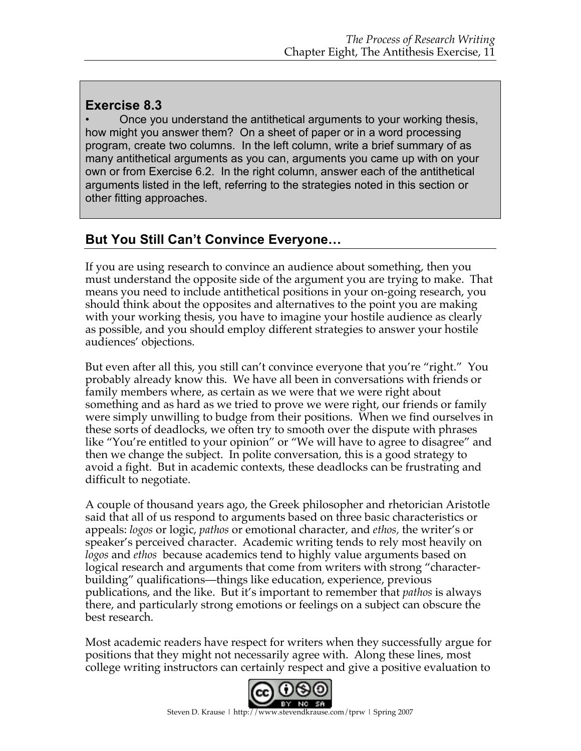**Exercise 8.3**

- Once you understand the antithetical arguments to your working thesis, how might you answer them? On a sheet of paper or in a word processing program, create two columns. In the left column, write a brief summary of as many antithetical arguments as you can, arguments you came up with on your own or from Exercise 6.2. In the right column, answer each of the antithetical arguments listed in the left, referring to the strategies noted in this section or other fitting approaches.

## But You Still Can't Convince Everyone…

If you are using research to convince an audience about something, then you must understand the opposite side of the argument you are trying to make. That means you need to include antithetical positions in your on-going research, you should think about the opposites and alternatives to the point you are making with your working thesis, you have to imagine your hostile audience as clearly as possible, and you should employ different strategies to answer your hostile audiences' objections.

But even after all this, you still can't convince everyone that you're "right." You probably already know this. We have all been in conversations with friends or family members where, as certain as we were that we were right about something and as hard as we tried to prove we were right, our friends or family were simply unwilling to budge from their positions. When we find ourselves in these sorts of deadlocks, we often try to smooth over the dispute with phrases like "You're entitled to your opinion" or "We will have to agree to disagree" and then we change the subject. In polite conversation, this is a good strategy to avoid a fight. But in academic contexts, these deadlocks can be frustrating and difficult to negotiate.

A couple of thousand years ago, the Greek philosopher and rhetorician Aristotle said that all of us respond to arguments based on three basic characteristics or appeals: *logos* or logic, *pathos* or emotional character, and *ethos*, the writer's or speaker's perceived character. Academic writing tends to rely most heavily on *logos* and *ethos* because academics tend to highly value arguments based on logical research and arguments that come from writers with strong "character-building" qualifications—things like education, experience, previous publications, and the like. But it's important to remember that *pathos* is always there, and particularly strong emotions or feelings on a subject can obscure the best research.

Most academic readers have respect for writers when they successfully argue for positions that they might not necessarily agree with. Along these lines, most college writing instructors can certainly respect and give a positive evaluation to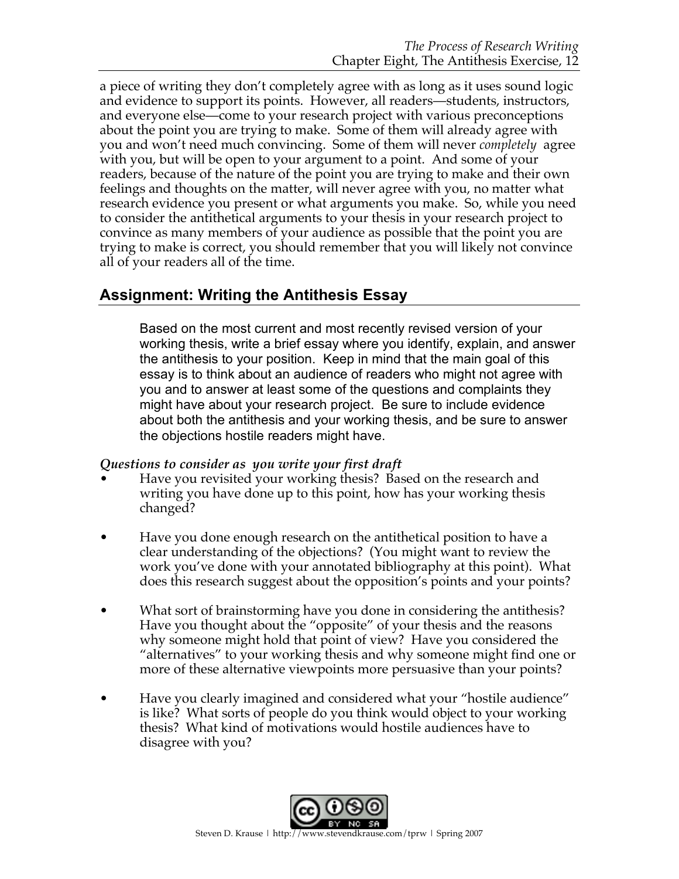a piece of writing they don't completely agree with as long as it uses sound logic and evidence to support its points. However, all readers—students, instructors, and everyone else—come to your research project with various preconceptions about the point you are trying to make. Some of them will already agree with you and won't need much convincing. Some of them will never *completely* agree with you, but will be open to your argument to a point. And some of your readers, because of the nature of the point you are trying to make and their own feelings and thoughts on the matter, will never agree with you, no matter what research evidence you present or what arguments you make. So, while you need to consider the antithetical arguments to your thesis in your research project to convince as many members of your audience as possible that the point you are trying to make is correct, you should remember that you will likely not convince all of your readers all of the time.

## Assignment: Writing the Antithesis Essay

> Based on the most current and most recently revised version of your working thesis, write a brief essay where you identify, explain, and answer the antithesis to your position. Keep in mind that the main goal of this essay is to think about an audience of readers who might not agree with you and to answer at least some of the questions and complaints they might have about your research project. Be sure to include evidence about both the antithesis and your working thesis, and be sure to answer the objections hostile readers might have.

***Questions to consider as you write your first draft***

- Have you revisited your working thesis? Based on the research and writing you have done up to this point, how has your working thesis changed?
- Have you done enough research on the antithetical position to have a clear understanding of the objections? (You might want to review the work you've done with your annotated bibliography at this point). What does this research suggest about the opposition's points and your points?
- What sort of brainstorming have you done in considering the antithesis? Have you thought about the "opposite" of your thesis and the reasons why someone might hold that point of view? Have you considered the "alternatives" to your working thesis and why someone might find one or more of these alternative viewpoints more persuasive than your points?
- Have you clearly imagined and considered what your "hostile audience" is like? What sorts of people do you think would object to your working thesis? What kind of motivations would hostile audiences have to disagree with you?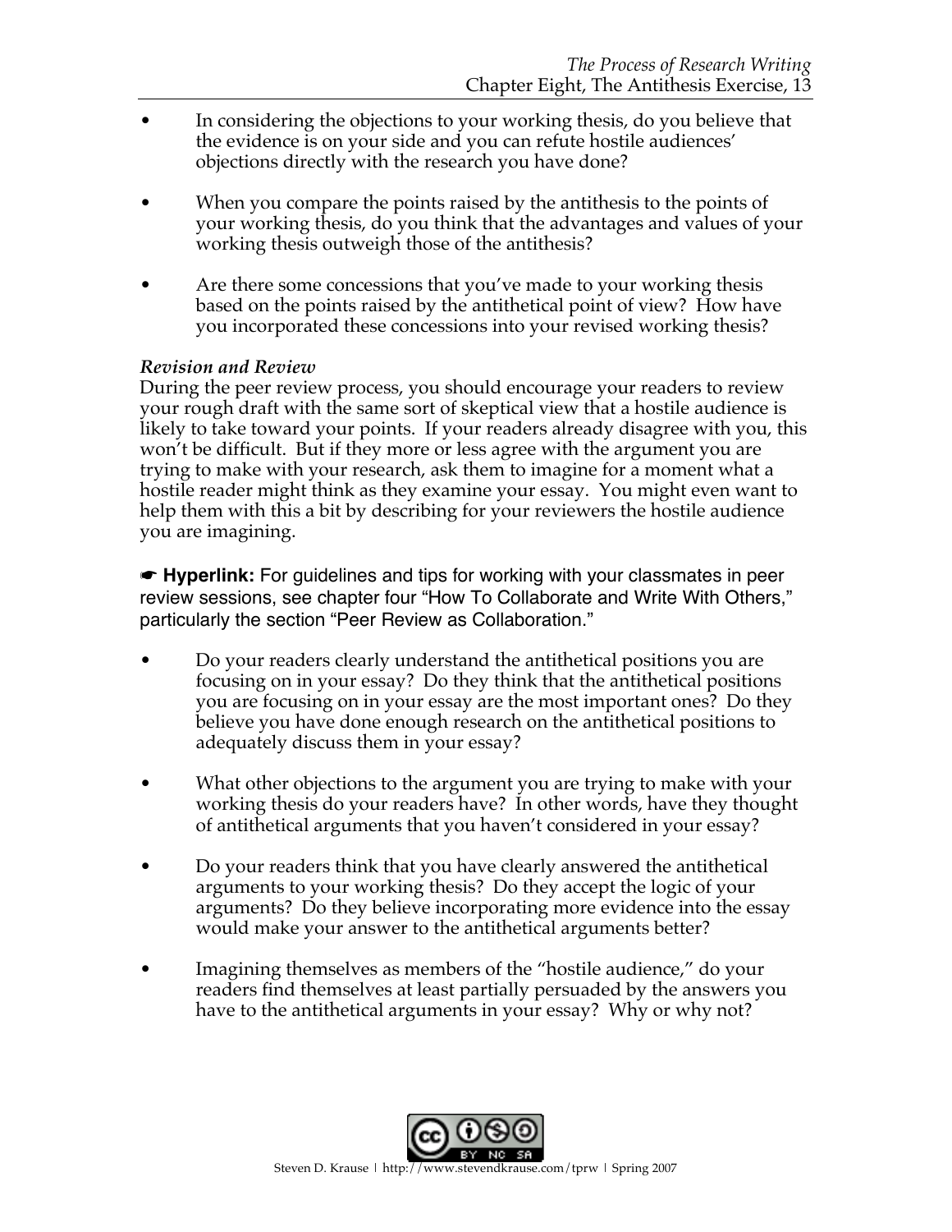- In considering the objections to your working thesis, do you believe that the evidence is on your side and you can refute hostile audiences' objections directly with the research you have done?

- When you compare the points raised by the antithesis to the points of your working thesis, do you think that the advantages and values of your working thesis outweigh those of the antithesis?

- Are there some concessions that you've made to your working thesis based on the points raised by the antithetical point of view? How have you incorporated these concessions into your revised working thesis?

***Revision and Review***

During the peer review process, you should encourage your readers to review your rough draft with the same sort of skeptical view that a hostile audience is likely to take toward your points. If your readers already disagree with you, this won't be difficult. But if they more or less agree with the argument you are trying to make with your research, ask them to imagine for a moment what a hostile reader might think as they examine your essay. You might even want to help them with this a bit by describing for your reviewers the hostile audience you are imagining.

☛ **Hyperlink:** For guidelines and tips for working with your classmates in peer review sessions, see chapter four "How To Collaborate and Write With Others," particularly the section "Peer Review as Collaboration."

- Do your readers clearly understand the antithetical positions you are focusing on in your essay? Do they think that the antithetical positions you are focusing on in your essay are the most important ones? Do they believe you have done enough research on the antithetical positions to adequately discuss them in your essay?

- What other objections to the argument you are trying to make with your working thesis do your readers have? In other words, have they thought of antithetical arguments that you haven't considered in your essay?

- Do your readers think that you have clearly answered the antithetical arguments to your working thesis? Do they accept the logic of your arguments? Do they believe incorporating more evidence into the essay would make your answer to the antithetical arguments better?

- Imagining themselves as members of the "hostile audience," do your readers find themselves at least partially persuaded by the answers you have to the antithetical arguments in your essay? Why or why not?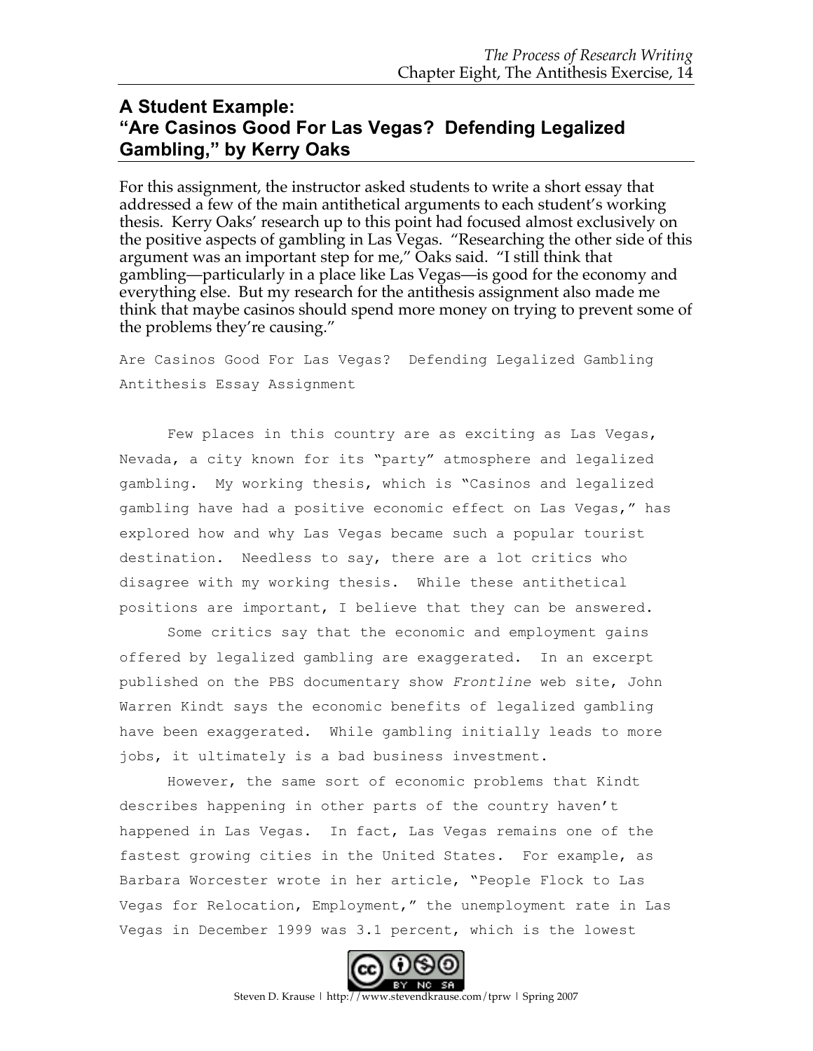## A Student Example: "Are Casinos Good For Las Vegas? Defending Legalized Gambling," by Kerry Oaks

For this assignment, the instructor asked students to write a short essay that addressed a few of the main antithetical arguments to each student's working thesis. Kerry Oaks' research up to this point had focused almost exclusively on the positive aspects of gambling in Las Vegas. "Researching the other side of this argument was an important step for me," Oaks said. "I still think that gambling—particularly in a place like Las Vegas—is good for the economy and everything else. But my research for the antithesis assignment also made me think that maybe casinos should spend more money on trying to prevent some of the problems they're causing."

Are Casinos Good For Las Vegas? Defending Legalized Gambling
Antithesis Essay Assignment

Few places in this country are as exciting as Las Vegas, Nevada, a city known for its "party" atmosphere and legalized gambling. My working thesis, which is "Casinos and legalized gambling have had a positive economic effect on Las Vegas," has explored how and why Las Vegas became such a popular tourist destination. Needless to say, there are a lot critics who disagree with my working thesis. While these antithetical positions are important, I believe that they can be answered.

Some critics say that the economic and employment gains offered by legalized gambling are exaggerated. In an excerpt published on the PBS documentary show *Frontline* web site, John Warren Kindt says the economic benefits of legalized gambling have been exaggerated. While gambling initially leads to more jobs, it ultimately is a bad business investment.

However, the same sort of economic problems that Kindt describes happening in other parts of the country haven't happened in Las Vegas. In fact, Las Vegas remains one of the fastest growing cities in the United States. For example, as Barbara Worcester wrote in her article, "People Flock to Las Vegas for Relocation, Employment," the unemployment rate in Las Vegas in December 1999 was 3.1 percent, which is the lowest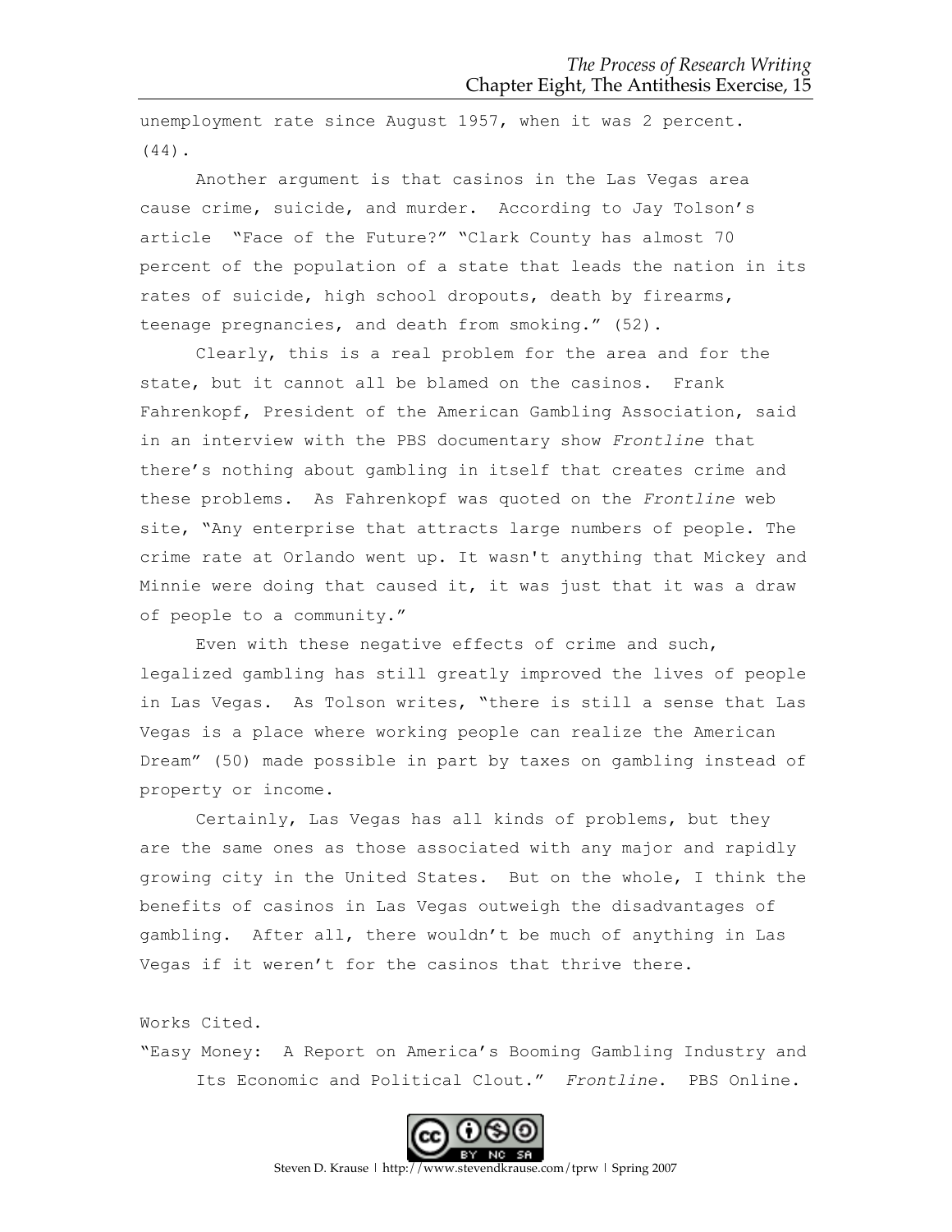unemployment rate since August 1957, when it was 2 percent. (44).

Another argument is that casinos in the Las Vegas area cause crime, suicide, and murder. According to Jay Tolson's article "Face of the Future?" "Clark County has almost 70 percent of the population of a state that leads the nation in its rates of suicide, high school dropouts, death by firearms, teenage pregnancies, and death from smoking." (52).

Clearly, this is a real problem for the area and for the state, but it cannot all be blamed on the casinos. Frank Fahrenkopf, President of the American Gambling Association, said in an interview with the PBS documentary show *Frontline* that there's nothing about gambling in itself that creates crime and these problems. As Fahrenkopf was quoted on the *Frontline* web site, "Any enterprise that attracts large numbers of people. The crime rate at Orlando went up. It wasn't anything that Mickey and Minnie were doing that caused it, it was just that it was a draw of people to a community."

Even with these negative effects of crime and such, legalized gambling has still greatly improved the lives of people in Las Vegas. As Tolson writes, "there is still a sense that Las Vegas is a place where working people can realize the American Dream" (50) made possible in part by taxes on gambling instead of property or income.

Certainly, Las Vegas has all kinds of problems, but they are the same ones as those associated with any major and rapidly growing city in the United States. But on the whole, I think the benefits of casinos in Las Vegas outweigh the disadvantages of gambling. After all, there wouldn't be much of anything in Las Vegas if it weren't for the casinos that thrive there.

Works Cited.

"Easy Money: A Report on America's Booming Gambling Industry and Its Economic and Political Clout." *Frontline*. PBS Online.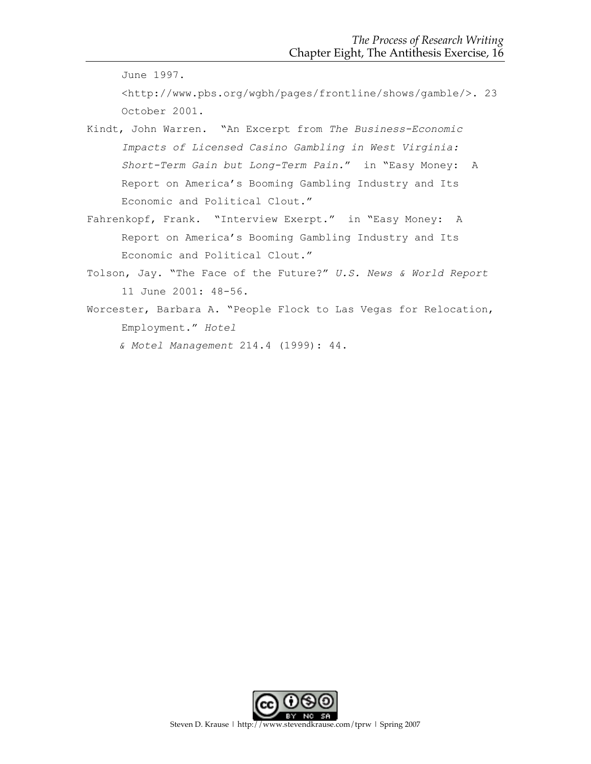June 1997.

<http://www.pbs.org/wgbh/pages/frontline/shows/gamble/>. 23 October 2001.

Kindt, John Warren. "An Excerpt from *The Business-Economic Impacts of Licensed Casino Gambling in West Virginia: Short-Term Gain but Long-Term Pain.*" in "Easy Money: A Report on America's Booming Gambling Industry and Its Economic and Political Clout."

Fahrenkopf, Frank. "Interview Exerpt." in "Easy Money: A Report on America's Booming Gambling Industry and Its Economic and Political Clout."

Tolson, Jay. "The Face of the Future?" *U.S. News & World Report* 11 June 2001: 48-56.

Worcester, Barbara A. "People Flock to Las Vegas for Relocation, Employment." *Hotel & Motel Management* 214.4 (1999): 44.